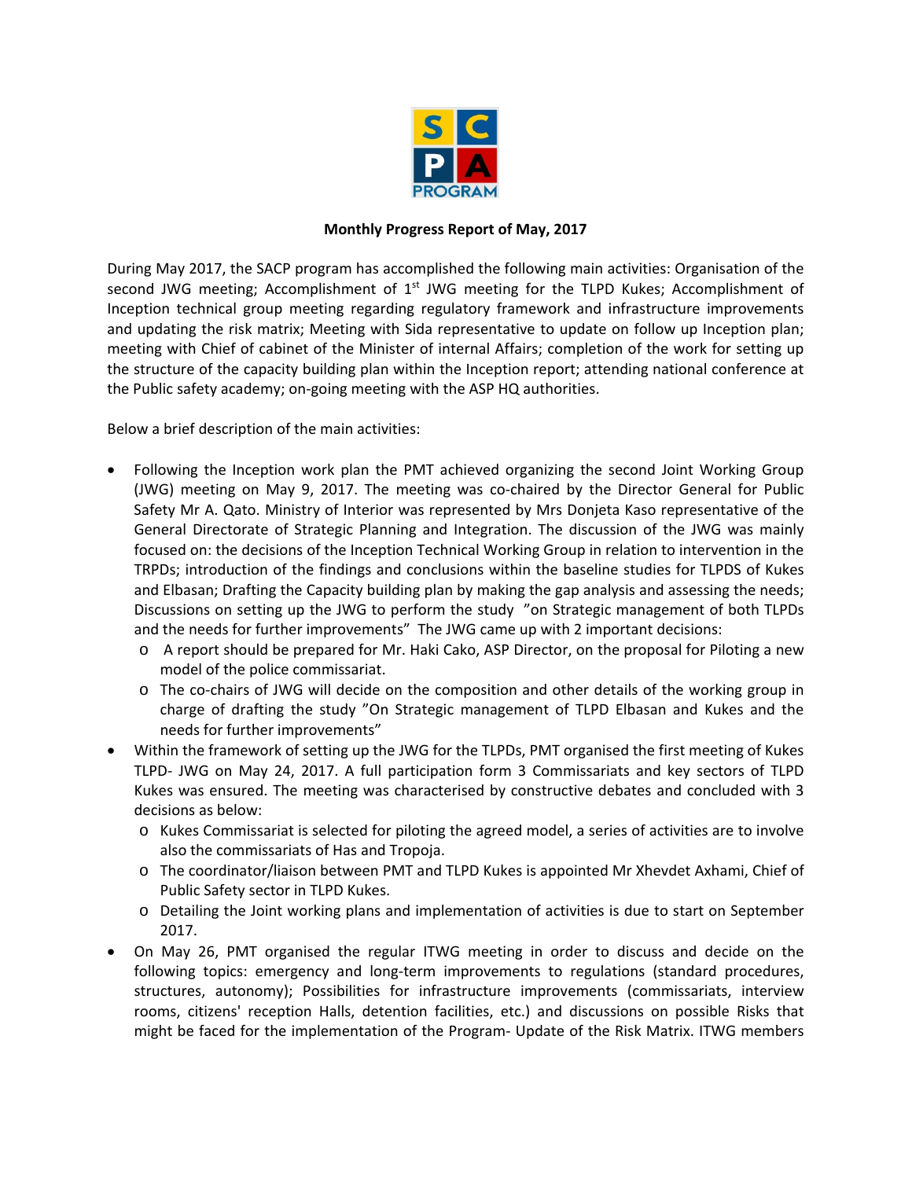**Monthly Progress Report of May, 2017**

During May 2017, the SACP program has accomplished the following main activities: Organisation of the second JWG meeting; Accomplishment of 1st JWG meeting for the TLPD Kukes; Accomplishment of Inception technical group meeting regarding regulatory framework and infrastructure improvements and updating the risk matrix; Meeting with Sida representative to update on follow up Inception plan; meeting with Chief of cabinet of the Minister of internal Affairs; completion of the work for setting up the structure of the capacity building plan within the Inception report; attending national conference at the Public safety academy; on-going meeting with the ASP HQ authorities.

Below a brief description of the main activities:

- Following the Inception work plan the PMT achieved organizing the second Joint Working Group (JWG) meeting on May 9, 2017. The meeting was co-chaired by the Director General for Public Safety Mr A. Qato. Ministry of Interior was represented by Mrs Donjeta Kaso representative of the General Directorate of Strategic Planning and Integration. The discussion of the JWG was mainly focused on: the decisions of the Inception Technical Working Group in relation to intervention in the TRPDs; introduction of the findings and conclusions within the baseline studies for TLPDS of Kukes and Elbasan; Drafting the Capacity building plan by making the gap analysis and assessing the needs; Discussions on setting up the JWG to perform the study "on Strategic management of both TLPDs and the needs for further improvements" The JWG came up with 2 important decisions:
  - A report should be prepared for Mr. Haki Cako, ASP Director, on the proposal for Piloting a new model of the police commissariat.
  - The co-chairs of JWG will decide on the composition and other details of the working group in charge of drafting the study "On Strategic management of TLPD Elbasan and Kukes and the needs for further improvements"
- Within the framework of setting up the JWG for the TLPDs, PMT organised the first meeting of Kukes TLPD- JWG on May 24, 2017. A full participation form 3 Commissariats and key sectors of TLPD Kukes was ensured. The meeting was characterised by constructive debates and concluded with 3 decisions as below:
  - Kukes Commissariat is selected for piloting the agreed model, a series of activities are to involve also the commissariats of Has and Tropoja.
  - The coordinator/liaison between PMT and TLPD Kukes is appointed Mr Xhevdet Axhami, Chief of Public Safety sector in TLPD Kukes.
  - Detailing the Joint working plans and implementation of activities is due to start on September 2017.
- On May 26, PMT organised the regular ITWG meeting in order to discuss and decide on the following topics: emergency and long-term improvements to regulations (standard procedures, structures, autonomy); Possibilities for infrastructure improvements (commissariats, interview rooms, citizens' reception Halls, detention facilities, etc.) and discussions on possible Risks that might be faced for the implementation of the Program- Update of the Risk Matrix. ITWG members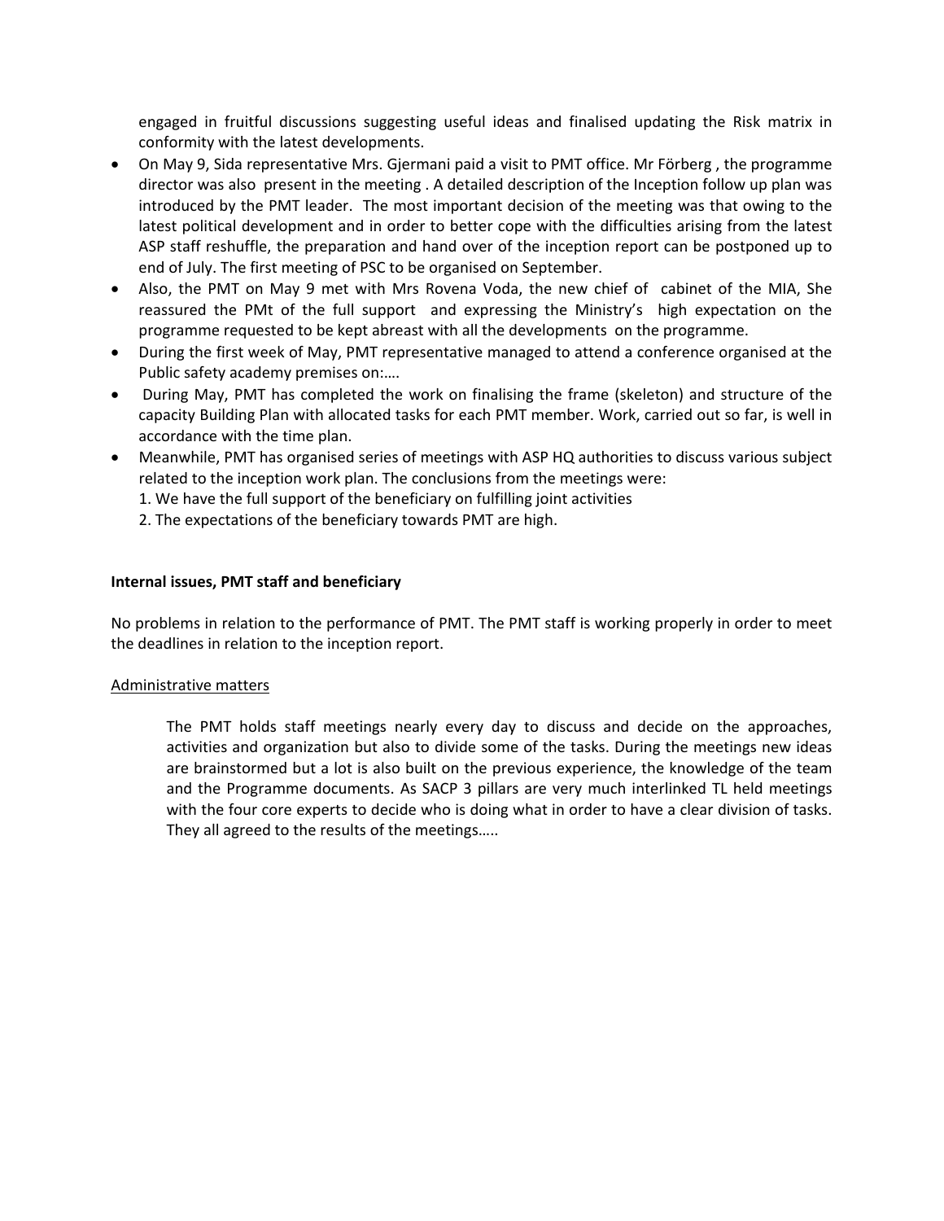engaged in fruitful discussions suggesting useful ideas and finalised updating the Risk matrix in conformity with the latest developments.

- On May 9, Sida representative Mrs. Gjermani paid a visit to PMT office. Mr Förberg , the programme director was also present in the meeting . A detailed description of the Inception follow up plan was introduced by the PMT leader. The most important decision of the meeting was that owing to the latest political development and in order to better cope with the difficulties arising from the latest ASP staff reshuffle, the preparation and hand over of the inception report can be postponed up to end of July. The first meeting of PSC to be organised on September.
- Also, the PMT on May 9 met with Mrs Rovena Voda, the new chief of cabinet of the MIA, She reassured the PMt of the full support and expressing the Ministry's high expectation on the programme requested to be kept abreast with all the developments on the programme.
- During the first week of May, PMT representative managed to attend a conference organised at the Public safety academy premises on:….
- During May, PMT has completed the work on finalising the frame (skeleton) and structure of the capacity Building Plan with allocated tasks for each PMT member. Work, carried out so far, is well in accordance with the time plan.
- Meanwhile, PMT has organised series of meetings with ASP HQ authorities to discuss various subject related to the inception work plan. The conclusions from the meetings were:
  1. We have the full support of the beneficiary on fulfilling joint activities
  2. The expectations of the beneficiary towards PMT are high.

**Internal issues, PMT staff and beneficiary**

No problems in relation to the performance of PMT. The PMT staff is working properly in order to meet the deadlines in relation to the inception report.

Administrative matters

The PMT holds staff meetings nearly every day to discuss and decide on the approaches, activities and organization but also to divide some of the tasks. During the meetings new ideas are brainstormed but a lot is also built on the previous experience, the knowledge of the team and the Programme documents. As SACP 3 pillars are very much interlinked TL held meetings with the four core experts to decide who is doing what in order to have a clear division of tasks. They all agreed to the results of the meetings…..